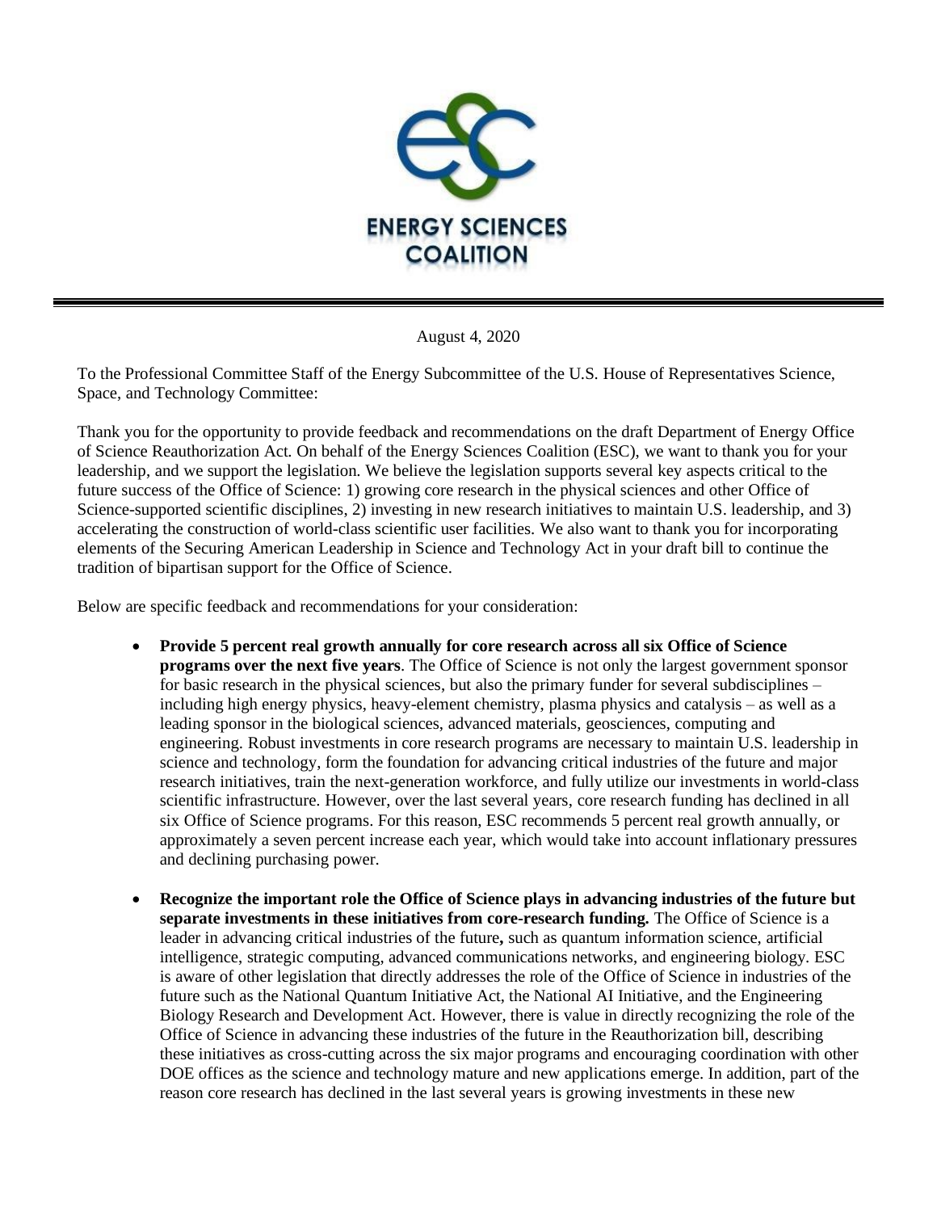ENERGY SCIENCES COALITION

August 4, 2020

To the Professional Committee Staff of the Energy Subcommittee of the U.S. House of Representatives Science, Space, and Technology Committee:

Thank you for the opportunity to provide feedback and recommendations on the draft Department of Energy Office of Science Reauthorization Act. On behalf of the Energy Sciences Coalition (ESC), we want to thank you for your leadership, and we support the legislation. We believe the legislation supports several key aspects critical to the future success of the Office of Science: 1) growing core research in the physical sciences and other Office of Science-supported scientific disciplines, 2) investing in new research initiatives to maintain U.S. leadership, and 3) accelerating the construction of world-class scientific user facilities. We also want to thank you for incorporating elements of the Securing American Leadership in Science and Technology Act in your draft bill to continue the tradition of bipartisan support for the Office of Science.

Below are specific feedback and recommendations for your consideration:

- **Provide 5 percent real growth annually for core research across all six Office of Science programs over the next five years**. The Office of Science is not only the largest government sponsor for basic research in the physical sciences, but also the primary funder for several subdisciplines – including high energy physics, heavy-element chemistry, plasma physics and catalysis – as well as a leading sponsor in the biological sciences, advanced materials, geosciences, computing and engineering. Robust investments in core research programs are necessary to maintain U.S. leadership in science and technology, form the foundation for advancing critical industries of the future and major research initiatives, train the next-generation workforce, and fully utilize our investments in world-class scientific infrastructure. However, over the last several years, core research funding has declined in all six Office of Science programs. For this reason, ESC recommends 5 percent real growth annually, or approximately a seven percent increase each year, which would take into account inflationary pressures and declining purchasing power.

- **Recognize the important role the Office of Science plays in advancing industries of the future but separate investments in these initiatives from core-research funding.** The Office of Science is a leader in advancing critical industries of the future**,** such as quantum information science, artificial intelligence, strategic computing, advanced communications networks, and engineering biology. ESC is aware of other legislation that directly addresses the role of the Office of Science in industries of the future such as the National Quantum Initiative Act, the National AI Initiative, and the Engineering Biology Research and Development Act. However, there is value in directly recognizing the role of the Office of Science in advancing these industries of the future in the Reauthorization bill, describing these initiatives as cross-cutting across the six major programs and encouraging coordination with other DOE offices as the science and technology mature and new applications emerge. In addition, part of the reason core research has declined in the last several years is growing investments in these new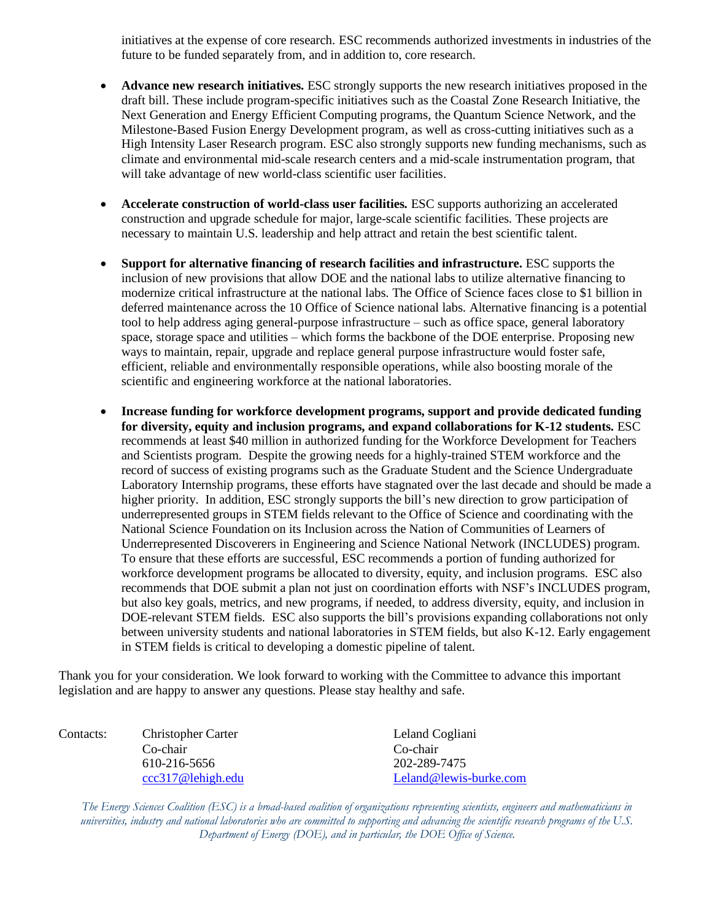initiatives at the expense of core research. ESC recommends authorized investments in industries of the future to be funded separately from, and in addition to, core research.

- **Advance new research initiatives.** ESC strongly supports the new research initiatives proposed in the draft bill. These include program-specific initiatives such as the Coastal Zone Research Initiative, the Next Generation and Energy Efficient Computing programs, the Quantum Science Network, and the Milestone-Based Fusion Energy Development program, as well as cross-cutting initiatives such as a High Intensity Laser Research program. ESC also strongly supports new funding mechanisms, such as climate and environmental mid-scale research centers and a mid-scale instrumentation program, that will take advantage of new world-class scientific user facilities.

- **Accelerate construction of world-class user facilities.** ESC supports authorizing an accelerated construction and upgrade schedule for major, large-scale scientific facilities. These projects are necessary to maintain U.S. leadership and help attract and retain the best scientific talent.

- **Support for alternative financing of research facilities and infrastructure.** ESC supports the inclusion of new provisions that allow DOE and the national labs to utilize alternative financing to modernize critical infrastructure at the national labs. The Office of Science faces close to $1 billion in deferred maintenance across the 10 Office of Science national labs. Alternative financing is a potential tool to help address aging general-purpose infrastructure – such as office space, general laboratory space, storage space and utilities – which forms the backbone of the DOE enterprise. Proposing new ways to maintain, repair, upgrade and replace general purpose infrastructure would foster safe, efficient, reliable and environmentally responsible operations, while also boosting morale of the scientific and engineering workforce at the national laboratories.

- **Increase funding for workforce development programs, support and provide dedicated funding for diversity, equity and inclusion programs, and expand collaborations for K-12 students.** ESC recommends at least $40 million in authorized funding for the Workforce Development for Teachers and Scientists program. Despite the growing needs for a highly-trained STEM workforce and the record of success of existing programs such as the Graduate Student and the Science Undergraduate Laboratory Internship programs, these efforts have stagnated over the last decade and should be made a higher priority. In addition, ESC strongly supports the bill's new direction to grow participation of underrepresented groups in STEM fields relevant to the Office of Science and coordinating with the National Science Foundation on its Inclusion across the Nation of Communities of Learners of Underrepresented Discoverers in Engineering and Science National Network (INCLUDES) program. To ensure that these efforts are successful, ESC recommends a portion of funding authorized for workforce development programs be allocated to diversity, equity, and inclusion programs. ESC also recommends that DOE submit a plan not just on coordination efforts with NSF's INCLUDES program, but also key goals, metrics, and new programs, if needed, to address diversity, equity, and inclusion in DOE-relevant STEM fields. ESC also supports the bill's provisions expanding collaborations not only between university students and national laboratories in STEM fields, but also K-12. Early engagement in STEM fields is critical to developing a domestic pipeline of talent.

Thank you for your consideration. We look forward to working with the Committee to advance this important legislation and are happy to answer any questions. Please stay healthy and safe.

| | | |
|---|---|---|
| Contacts: | Christopher Carter<br>Co-chair<br>610-216-5656<br>ccc317@lehigh.edu | Leland Cogliani<br>Co-chair<br>202-289-7475<br>Leland@lewis-burke.com |

*The Energy Sciences Coalition (ESC) is a broad-based coalition of organizations representing scientists, engineers and mathematicians in universities, industry and national laboratories who are committed to supporting and advancing the scientific research programs of the U.S. Department of Energy (DOE), and in particular, the DOE Office of Science.*